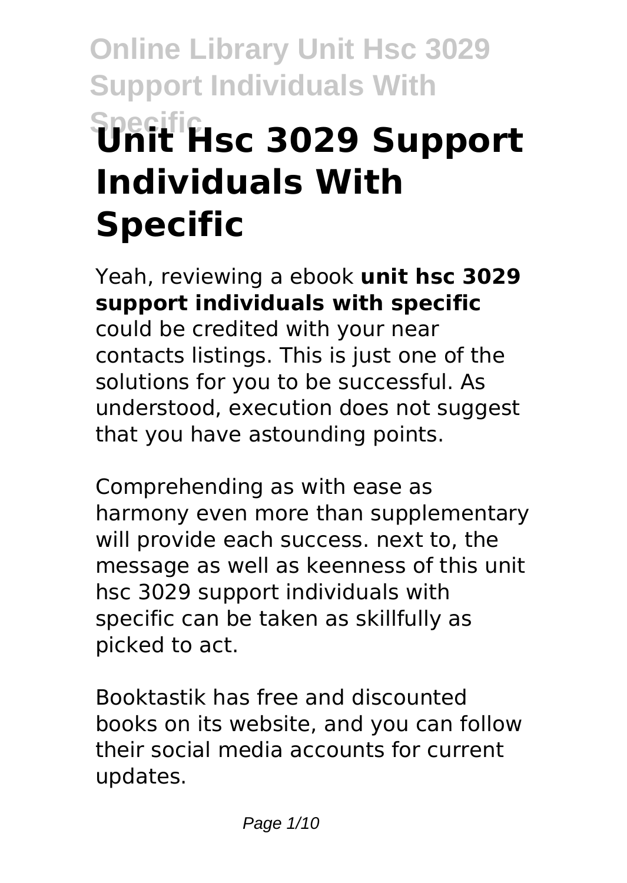# Unit Hsc 3029 Support Individuals With Specific

Yeah, reviewing a ebook **unit hsc 3029 support individuals with specific** could be credited with your near contacts listings. This is just one of the solutions for you to be successful. As understood, execution does not suggest that you have astounding points.

Comprehending as with ease as harmony even more than supplementary will provide each success. next to, the message as well as keenness of this unit hsc 3029 support individuals with specific can be taken as skillfully as picked to act.

Booktastik has free and discounted books on its website, and you can follow their social media accounts for current updates.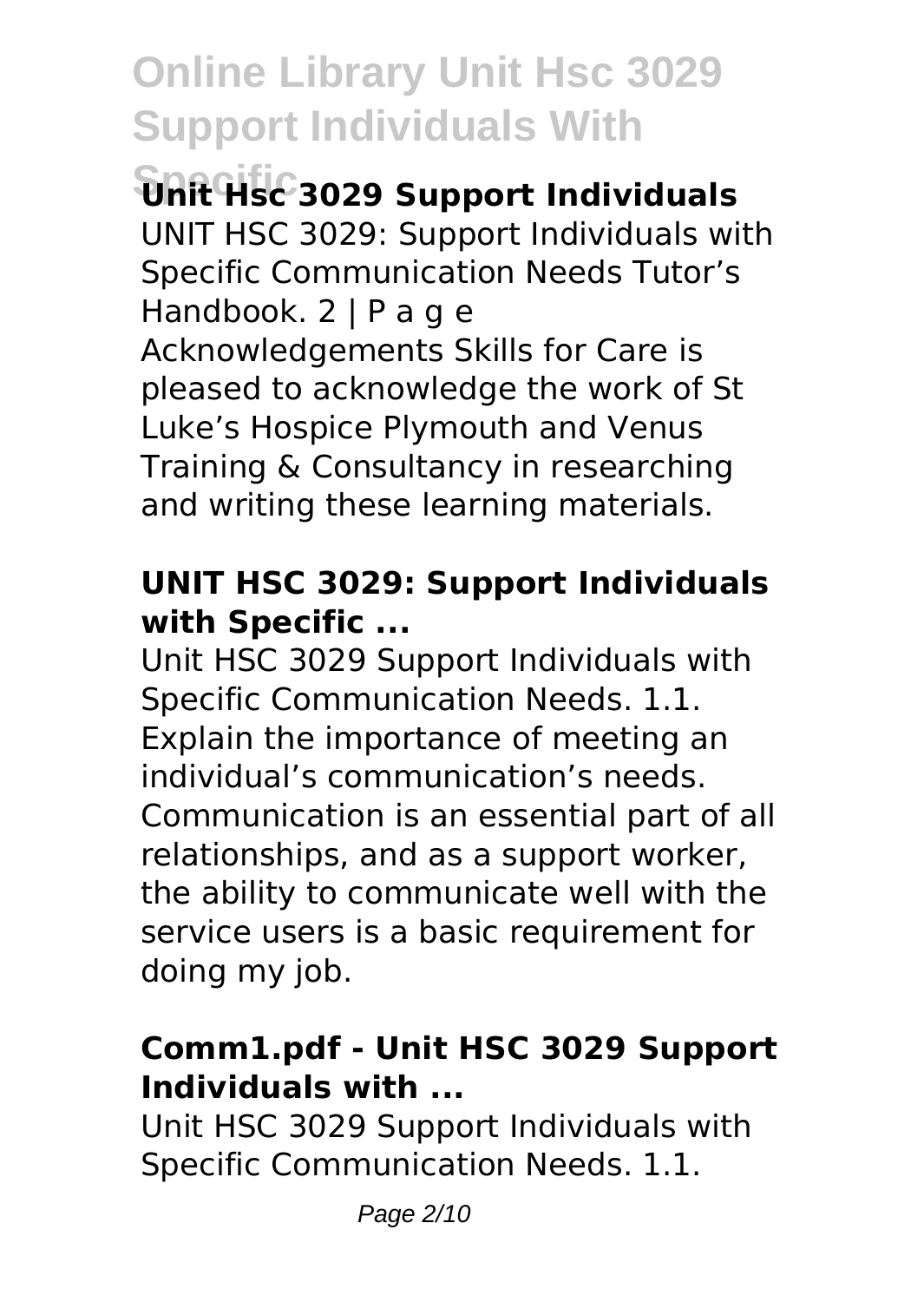## Unit Hsc 3029 Support Individuals

UNIT HSC 3029: Support Individuals with Specific Communication Needs Tutor's Handbook. 2 | P a g e Acknowledgements Skills for Care is pleased to acknowledge the work of St Luke's Hospice Plymouth and Venus Training & Consultancy in researching and writing these learning materials.

### UNIT HSC 3029: Support Individuals with Specific ...

Unit HSC 3029 Support Individuals with Specific Communication Needs. 1.1. Explain the importance of meeting an individual's communication's needs. Communication is an essential part of all relationships, and as a support worker, the ability to communicate well with the service users is a basic requirement for doing my job.

### Comm1.pdf - Unit HSC 3029 Support Individuals with ...

Unit HSC 3029 Support Individuals with Specific Communication Needs. 1.1.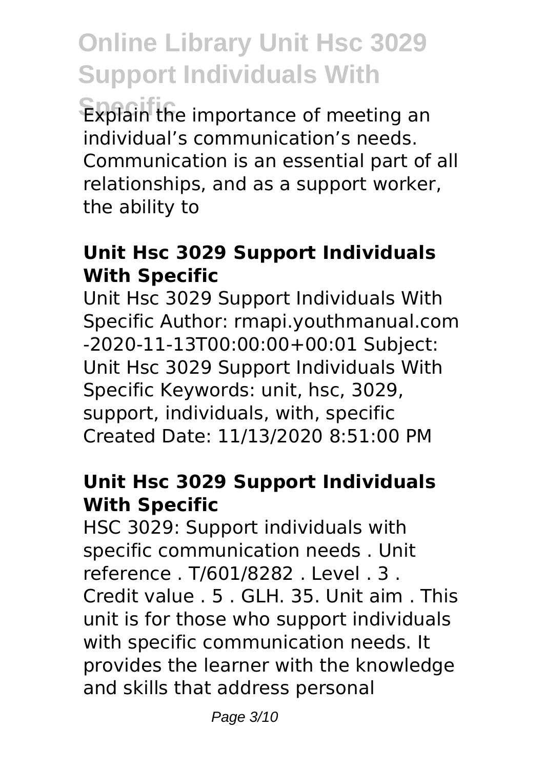Explain the importance of meeting an individual's communication's needs. Communication is an essential part of all relationships, and as a support worker, the ability to

### Unit Hsc 3029 Support Individuals With Specific

Unit Hsc 3029 Support Individuals With Specific Author: rmapi.youthmanual.com -2020-11-13T00:00:00+00:01 Subject: Unit Hsc 3029 Support Individuals With Specific Keywords: unit, hsc, 3029, support, individuals, with, specific Created Date: 11/13/2020 8:51:00 PM

### Unit Hsc 3029 Support Individuals With Specific

HSC 3029: Support individuals with specific communication needs . Unit reference . T/601/8282 . Level . 3 . Credit value . 5 . GLH. 35. Unit aim . This unit is for those who support individuals with specific communication needs. It provides the learner with the knowledge and skills that address personal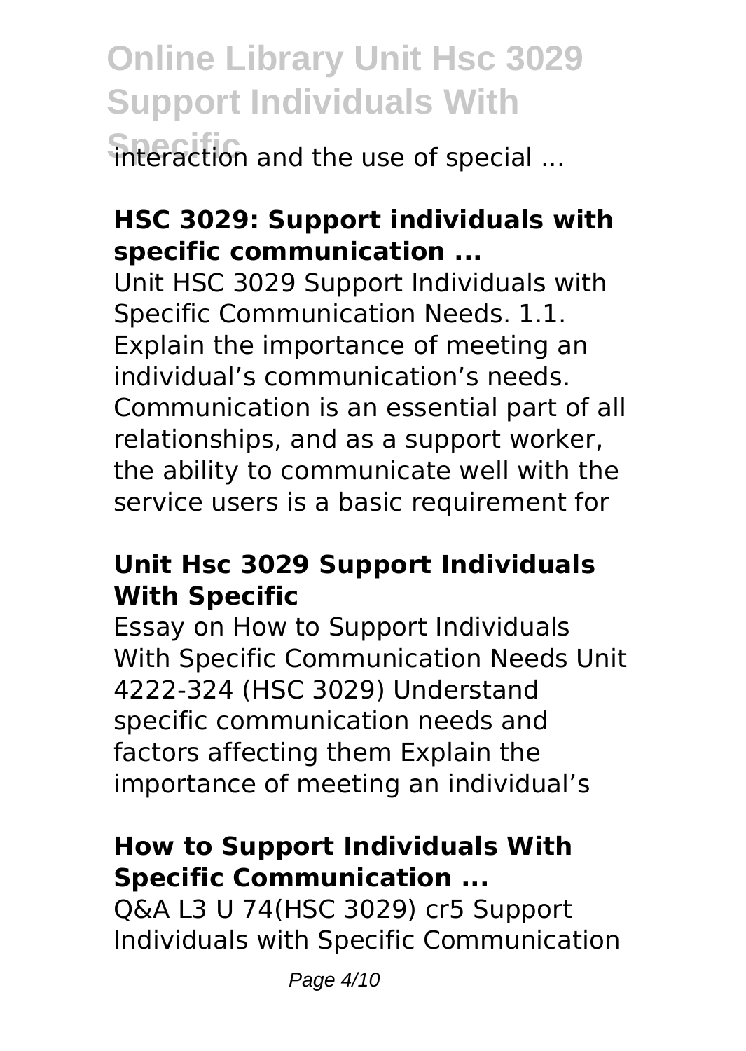interaction and the use of special ...

### HSC 3029: Support individuals with specific communication ...

Unit HSC 3029 Support Individuals with Specific Communication Needs. 1.1. Explain the importance of meeting an individual's communication's needs. Communication is an essential part of all relationships, and as a support worker, the ability to communicate well with the service users is a basic requirement for

### Unit Hsc 3029 Support Individuals With Specific

Essay on How to Support Individuals With Specific Communication Needs Unit 4222-324 (HSC 3029) Understand specific communication needs and factors affecting them Explain the importance of meeting an individual's

### How to Support Individuals With Specific Communication ...

Q&A L3 U 74(HSC 3029) cr5 Support Individuals with Specific Communication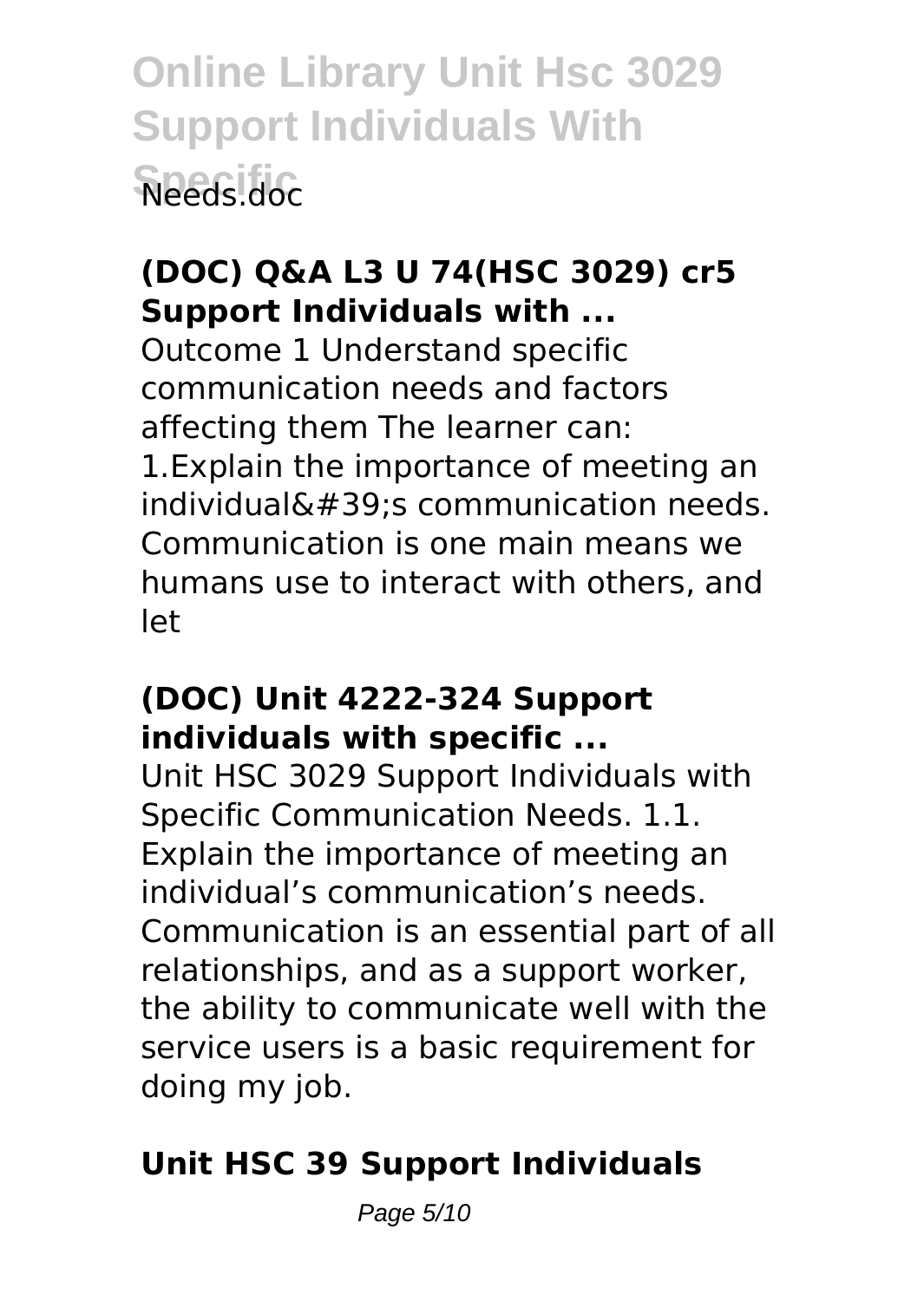## (DOC) Q&A L3 U 74(HSC 3029) cr5 Support Individuals with ...

Outcome 1 Understand specific communication needs and factors affecting them The learner can: 1.Explain the importance of meeting an individual&#39;s communication needs. Communication is one main means we humans use to interact with others, and let

## (DOC) Unit 4222-324 Support individuals with specific ...

Unit HSC 3029 Support Individuals with Specific Communication Needs. 1.1. Explain the importance of meeting an individual's communication's needs. Communication is an essential part of all relationships, and as a support worker, the ability to communicate well with the service users is a basic requirement for doing my job.

## Unit HSC 39 Support Individuals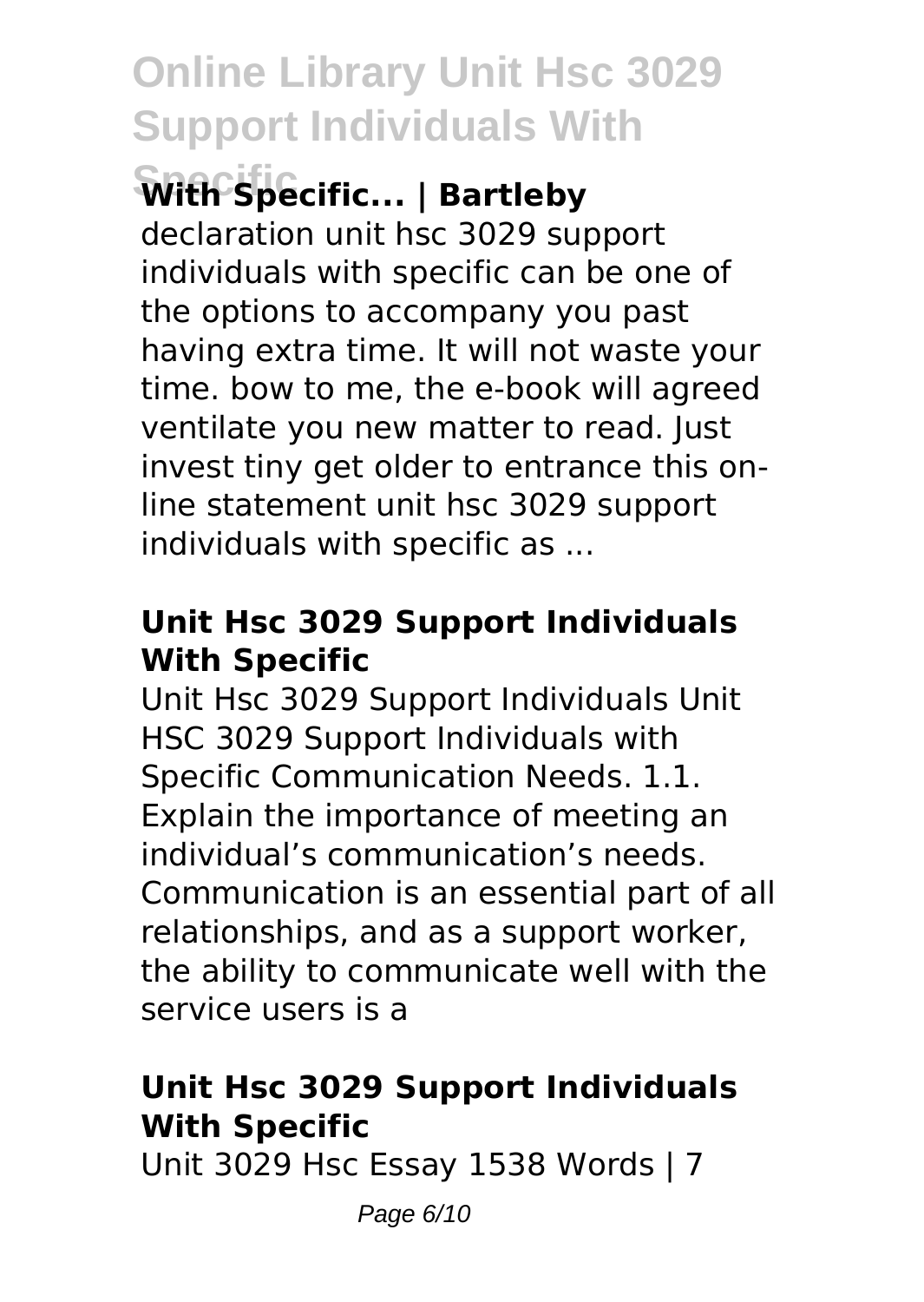### With Specific... | Bartleby

declaration unit hsc 3029 support individuals with specific can be one of the options to accompany you past having extra time. It will not waste your time. bow to me, the e-book will agreed ventilate you new matter to read. Just invest tiny get older to entrance this on-line statement unit hsc 3029 support individuals with specific as ...

### Unit Hsc 3029 Support Individuals With Specific

Unit Hsc 3029 Support Individuals Unit HSC 3029 Support Individuals with Specific Communication Needs. 1.1. Explain the importance of meeting an individual's communication's needs. Communication is an essential part of all relationships, and as a support worker, the ability to communicate well with the service users is a

### Unit Hsc 3029 Support Individuals With Specific

Unit 3029 Hsc Essay 1538 Words | 7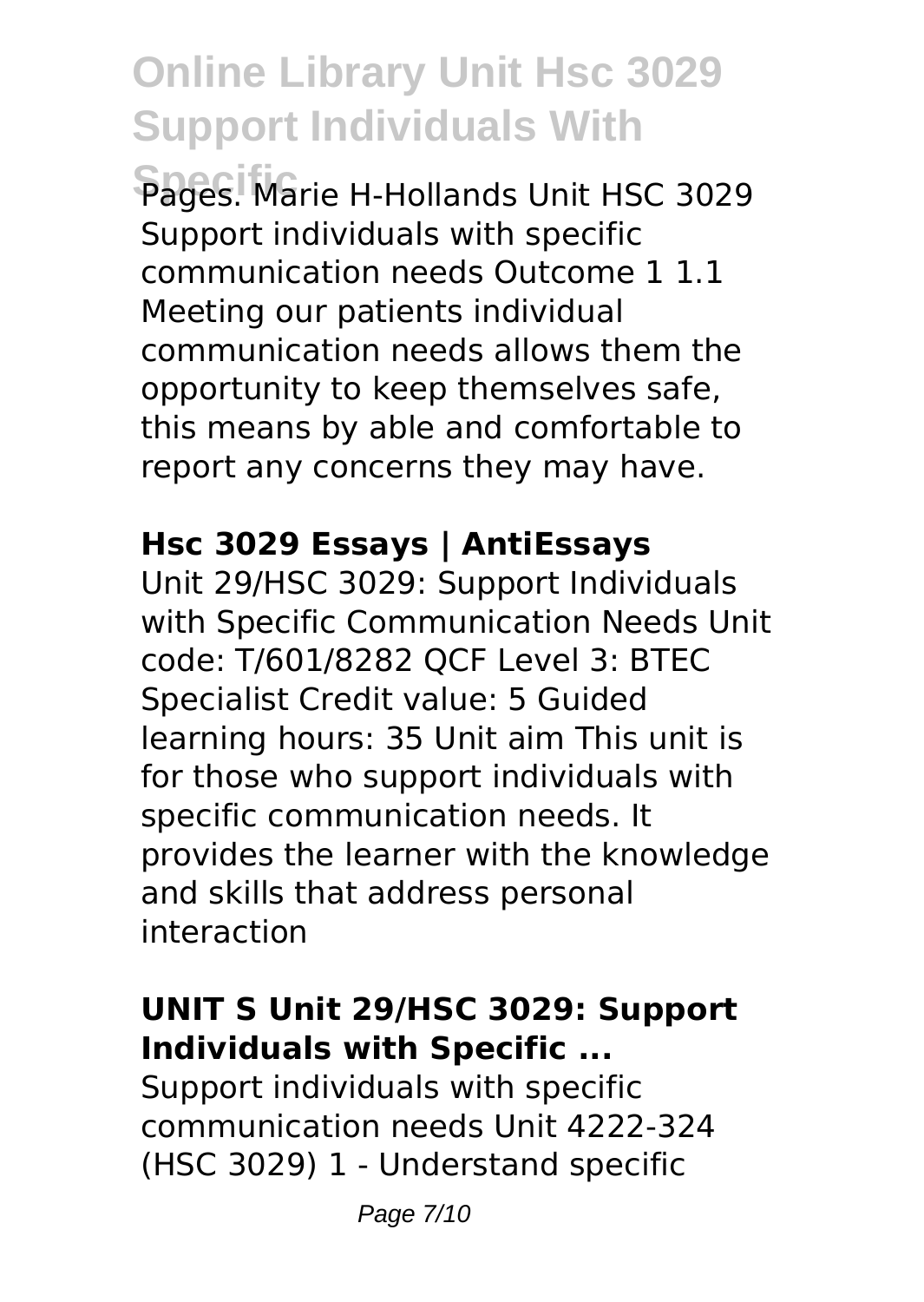Pages. Marie H-Hollands Unit HSC 3029 Support individuals with specific communication needs Outcome 1 1.1 Meeting our patients individual communication needs allows them the opportunity to keep themselves safe, this means by able and comfortable to report any concerns they may have.

**Hsc 3029 Essays | AntiEssays**

Unit 29/HSC 3029: Support Individuals with Specific Communication Needs Unit code: T/601/8282 QCF Level 3: BTEC Specialist Credit value: 5 Guided learning hours: 35 Unit aim This unit is for those who support individuals with specific communication needs. It provides the learner with the knowledge and skills that address personal interaction

**UNIT S Unit 29/HSC 3029: Support Individuals with Specific ...**

Support individuals with specific communication needs Unit 4222-324 (HSC 3029) 1 - Understand specific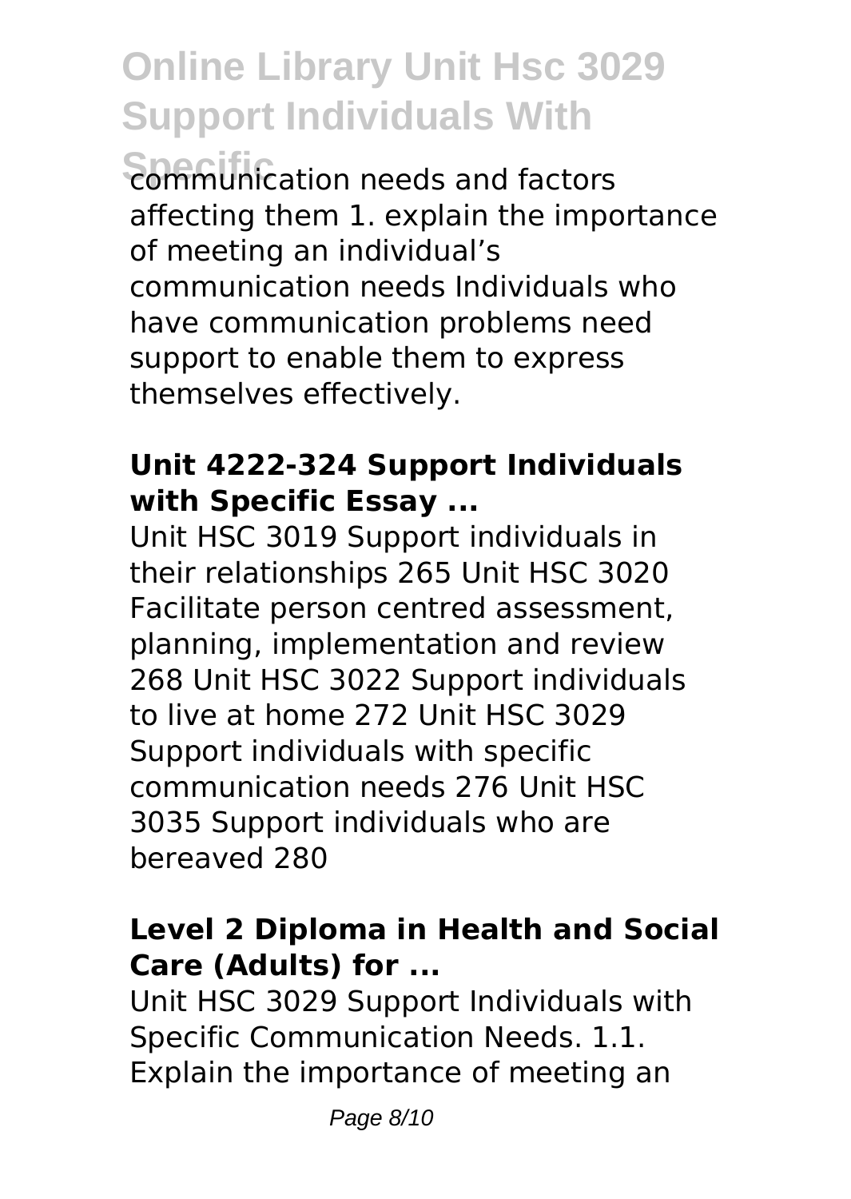communication needs and factors affecting them 1. explain the importance of meeting an individual's communication needs Individuals who have communication problems need support to enable them to express themselves effectively.

### Unit 4222-324 Support Individuals with Specific Essay ...

Unit HSC 3019 Support individuals in their relationships 265 Unit HSC 3020 Facilitate person centred assessment, planning, implementation and review 268 Unit HSC 3022 Support individuals to live at home 272 Unit HSC 3029 Support individuals with specific communication needs 276 Unit HSC 3035 Support individuals who are bereaved 280

### Level 2 Diploma in Health and Social Care (Adults) for ...

Unit HSC 3029 Support Individuals with Specific Communication Needs. 1.1. Explain the importance of meeting an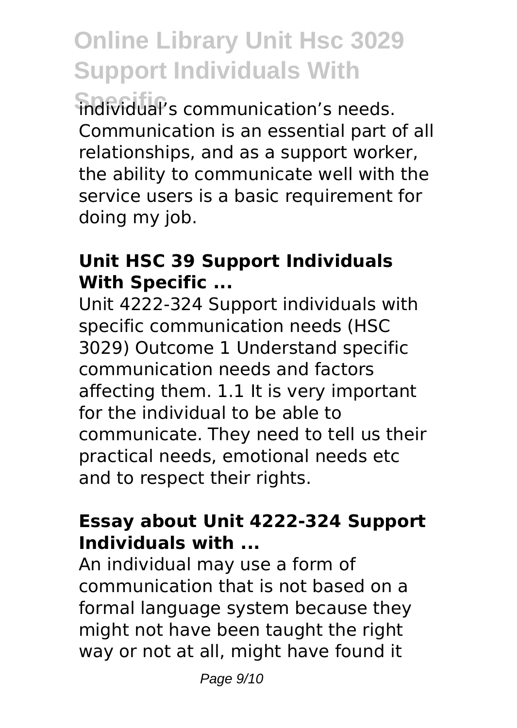individual's communication's needs. Communication is an essential part of all relationships, and as a support worker, the ability to communicate well with the service users is a basic requirement for doing my job.

### Unit HSC 39 Support Individuals With Specific ...

Unit 4222-324 Support individuals with specific communication needs (HSC 3029) Outcome 1 Understand specific communication needs and factors affecting them. 1.1 It is very important for the individual to be able to communicate. They need to tell us their practical needs, emotional needs etc and to respect their rights.

### Essay about Unit 4222-324 Support Individuals with ...

An individual may use a form of communication that is not based on a formal language system because they might not have been taught the right way or not at all, might have found it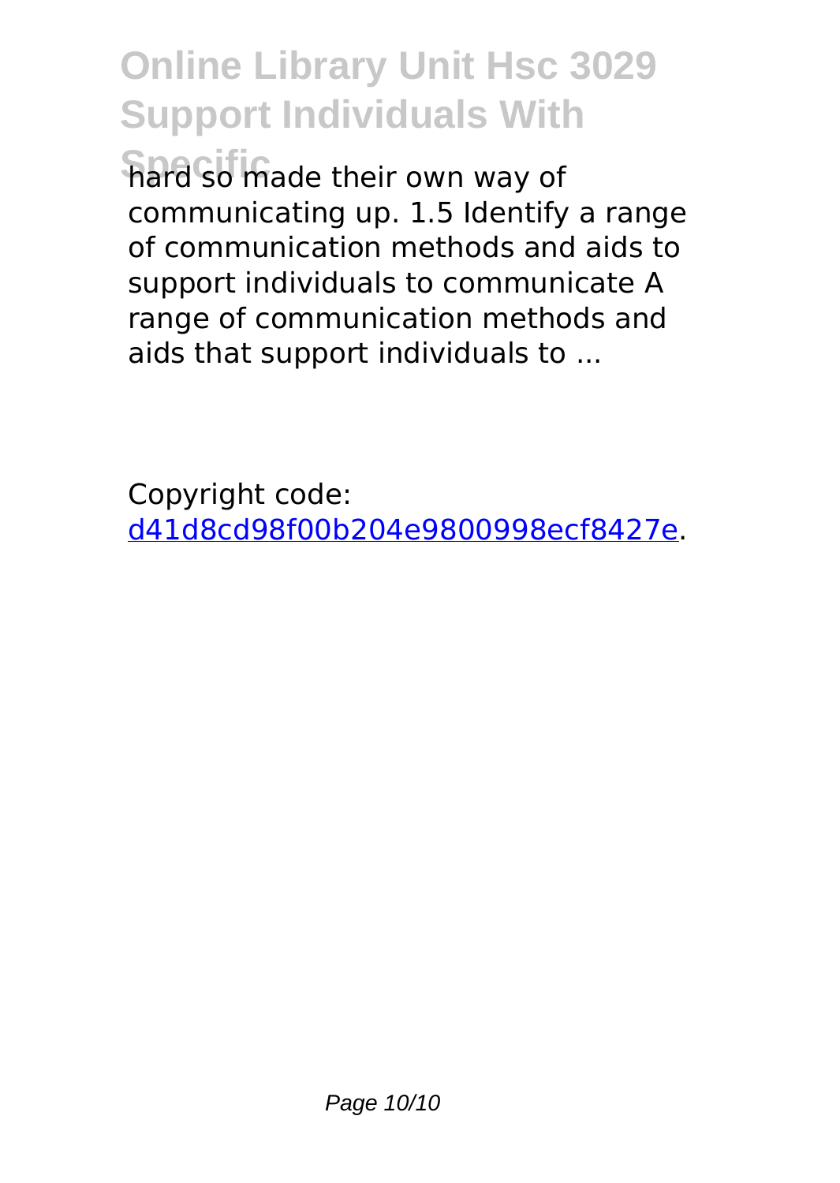hard so made their own way of communicating up. 1.5 Identify a range of communication methods and aids to support individuals to communicate A range of communication methods and aids that support individuals to ...

Copyright code: d41d8cd98f00b204e9800998ecf8427e.